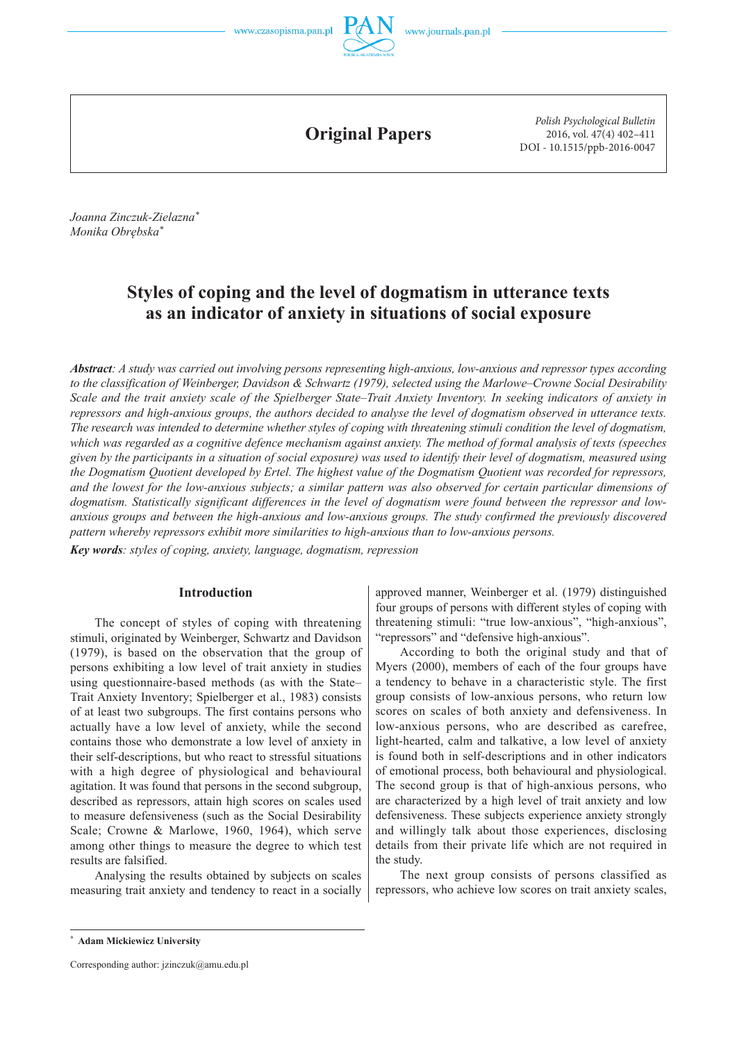Original Papers

Joanna Zinczuk-Zielazna*
Monika Obrębska*

# Styles of coping and the level of dogmatism in utterance texts as an indicator of anxiety in situations of social exposure

***Abstract**: A study was carried out involving persons representing high-anxious, low-anxious and repressor types according to the classification of Weinberger, Davidson & Schwartz (1979), selected using the Marlowe–Crowne Social Desirability Scale and the trait anxiety scale of the Spielberger State–Trait Anxiety Inventory. In seeking indicators of anxiety in repressors and high-anxious groups, the authors decided to analyse the level of dogmatism observed in utterance texts. The research was intended to determine whether styles of coping with threatening stimuli condition the level of dogmatism, which was regarded as a cognitive defence mechanism against anxiety. The method of formal analysis of texts (speeches given by the participants in a situation of social exposure) was used to identify their level of dogmatism, measured using the Dogmatism Quotient developed by Ertel. The highest value of the Dogmatism Quotient was recorded for repressors, and the lowest for the low-anxious subjects; a similar pattern was also observed for certain particular dimensions of dogmatism. Statistically significant differences in the level of dogmatism were found between the repressor and low-anxious groups and between the high-anxious and low-anxious groups. The study confirmed the previously discovered pattern whereby repressors exhibit more similarities to high-anxious than to low-anxious persons.*

***Key words**: styles of coping, anxiety, language, dogmatism, repression*

## Introduction

The concept of styles of coping with threatening stimuli, originated by Weinberger, Schwartz and Davidson (1979), is based on the observation that the group of persons exhibiting a low level of trait anxiety in studies using questionnaire-based methods (as with the State–Trait Anxiety Inventory; Spielberger et al., 1983) consists of at least two subgroups. The first contains persons who actually have a low level of anxiety, while the second contains those who demonstrate a low level of anxiety in their self-descriptions, but who react to stressful situations with a high degree of physiological and behavioural agitation. It was found that persons in the second subgroup, described as repressors, attain high scores on scales used to measure defensiveness (such as the Social Desirability Scale; Crowne & Marlowe, 1960, 1964), which serve among other things to measure the degree to which test results are falsified.

Analysing the results obtained by subjects on scales measuring trait anxiety and tendency to react in a socially approved manner, Weinberger et al. (1979) distinguished four groups of persons with different styles of coping with threatening stimuli: "true low-anxious", "high-anxious", "repressors" and "defensive high-anxious".

According to both the original study and that of Myers (2000), members of each of the four groups have a tendency to behave in a characteristic style. The first group consists of low-anxious persons, who return low scores on scales of both anxiety and defensiveness. In low-anxious persons, who are described as carefree, light-hearted, calm and talkative, a low level of anxiety is found both in self-descriptions and in other indicators of emotional process, both behavioural and physiological. The second group is that of high-anxious persons, who are characterized by a high level of trait anxiety and low defensiveness. These subjects experience anxiety strongly and willingly talk about those experiences, disclosing details from their private life which are not required in the study.

The next group consists of persons classified as repressors, who achieve low scores on trait anxiety scales,

---

\* **Adam Mickiewicz University**

Corresponding author: jzinczuk@amu.edu.pl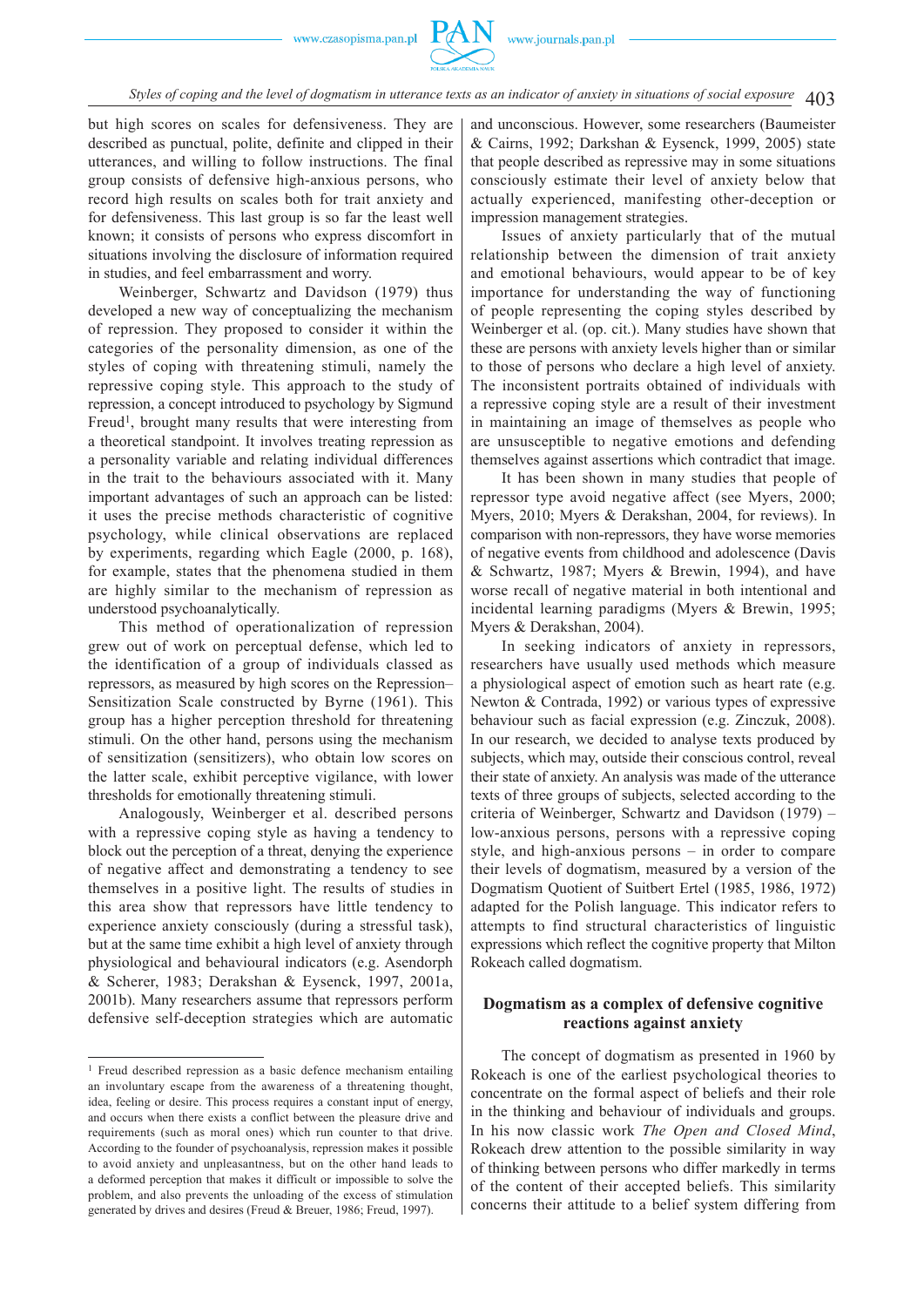but high scores on scales for defensiveness. They are described as punctual, polite, definite and clipped in their utterances, and willing to follow instructions. The final group consists of defensive high-anxious persons, who record high results on scales both for trait anxiety and for defensiveness. This last group is so far the least well known; it consists of persons who express discomfort in situations involving the disclosure of information required in studies, and feel embarrassment and worry.

Weinberger, Schwartz and Davidson (1979) thus developed a new way of conceptualizing the mechanism of repression. They proposed to consider it within the categories of the personality dimension, as one of the styles of coping with threatening stimuli, namely the repressive coping style. This approach to the study of repression, a concept introduced to psychology by Sigmund Freud[1], brought many results that were interesting from a theoretical standpoint. It involves treating repression as a personality variable and relating individual differences in the trait to the behaviours associated with it. Many important advantages of such an approach can be listed: it uses the precise methods characteristic of cognitive psychology, while clinical observations are replaced by experiments, regarding which Eagle (2000, p. 168), for example, states that the phenomena studied in them are highly similar to the mechanism of repression as understood psychoanalytically.

This method of operationalization of repression grew out of work on perceptual defense, which led to the identification of a group of individuals classed as repressors, as measured by high scores on the Repression–Sensitization Scale constructed by Byrne (1961). This group has a higher perception threshold for threatening stimuli. On the other hand, persons using the mechanism of sensitization (sensitizers), who obtain low scores on the latter scale, exhibit perceptive vigilance, with lower thresholds for emotionally threatening stimuli.

Analogously, Weinberger et al. described persons with a repressive coping style as having a tendency to block out the perception of a threat, denying the experience of negative affect and demonstrating a tendency to see themselves in a positive light. The results of studies in this area show that repressors have little tendency to experience anxiety consciously (during a stressful task), but at the same time exhibit a high level of anxiety through physiological and behavioural indicators (e.g. Asendorph & Scherer, 1983; Derakshan & Eysenck, 1997, 2001a, 2001b). Many researchers assume that repressors perform defensive self-deception strategies which are automatic and unconscious. However, some researchers (Baumeister & Cairns, 1992; Darkshan & Eysenck, 1999, 2005) state that people described as repressive may in some situations consciously estimate their level of anxiety below that actually experienced, manifesting other-deception or impression management strategies.

Issues of anxiety particularly that of the mutual relationship between the dimension of trait anxiety and emotional behaviours, would appear to be of key importance for understanding the way of functioning of people representing the coping styles described by Weinberger et al. (op. cit.). Many studies have shown that these are persons with anxiety levels higher than or similar to those of persons who declare a high level of anxiety. The inconsistent portraits obtained of individuals with a repressive coping style are a result of their investment in maintaining an image of themselves as people who are unsusceptible to negative emotions and defending themselves against assertions which contradict that image.

It has been shown in many studies that people of repressor type avoid negative affect (see Myers, 2000; Myers, 2010; Myers & Derakshan, 2004, for reviews). In comparison with non-repressors, they have worse memories of negative events from childhood and adolescence (Davis & Schwartz, 1987; Myers & Brewin, 1994), and have worse recall of negative material in both intentional and incidental learning paradigms (Myers & Brewin, 1995; Myers & Derakshan, 2004).

In seeking indicators of anxiety in repressors, researchers have usually used methods which measure a physiological aspect of emotion such as heart rate (e.g. Newton & Contrada, 1992) or various types of expressive behaviour such as facial expression (e.g. Zinczuk, 2008). In our research, we decided to analyse texts produced by subjects, which may, outside their conscious control, reveal their state of anxiety. An analysis was made of the utterance texts of three groups of subjects, selected according to the criteria of Weinberger, Schwartz and Davidson (1979) – low-anxious persons, persons with a repressive coping style, and high-anxious persons – in order to compare their levels of dogmatism, measured by a version of the Dogmatism Quotient of Suitbert Ertel (1985, 1986, 1972) adapted for the Polish language. This indicator refers to attempts to find structural characteristics of linguistic expressions which reflect the cognitive property that Milton Rokeach called dogmatism.

## Dogmatism as a complex of defensive cognitive reactions against anxiety

The concept of dogmatism as presented in 1960 by Rokeach is one of the earliest psychological theories to concentrate on the formal aspect of beliefs and their role in the thinking and behaviour of individuals and groups. In his now classic work *The Open and Closed Mind*, Rokeach drew attention to the possible similarity in way of thinking between persons who differ markedly in terms of the content of their accepted beliefs. This similarity concerns their attitude to a belief system differing from

---

[1] Freud described repression as a basic defence mechanism entailing an involuntary escape from the awareness of a threatening thought, idea, feeling or desire. This process requires a constant input of energy, and occurs when there exists a conflict between the pleasure drive and requirements (such as moral ones) which run counter to that drive. According to the founder of psychoanalysis, repression makes it possible to avoid anxiety and unpleasantness, but on the other hand leads to a deformed perception that makes it difficult or impossible to solve the problem, and also prevents the unloading of the excess of stimulation generated by drives and desires (Freud & Breuer, 1986; Freud, 1997).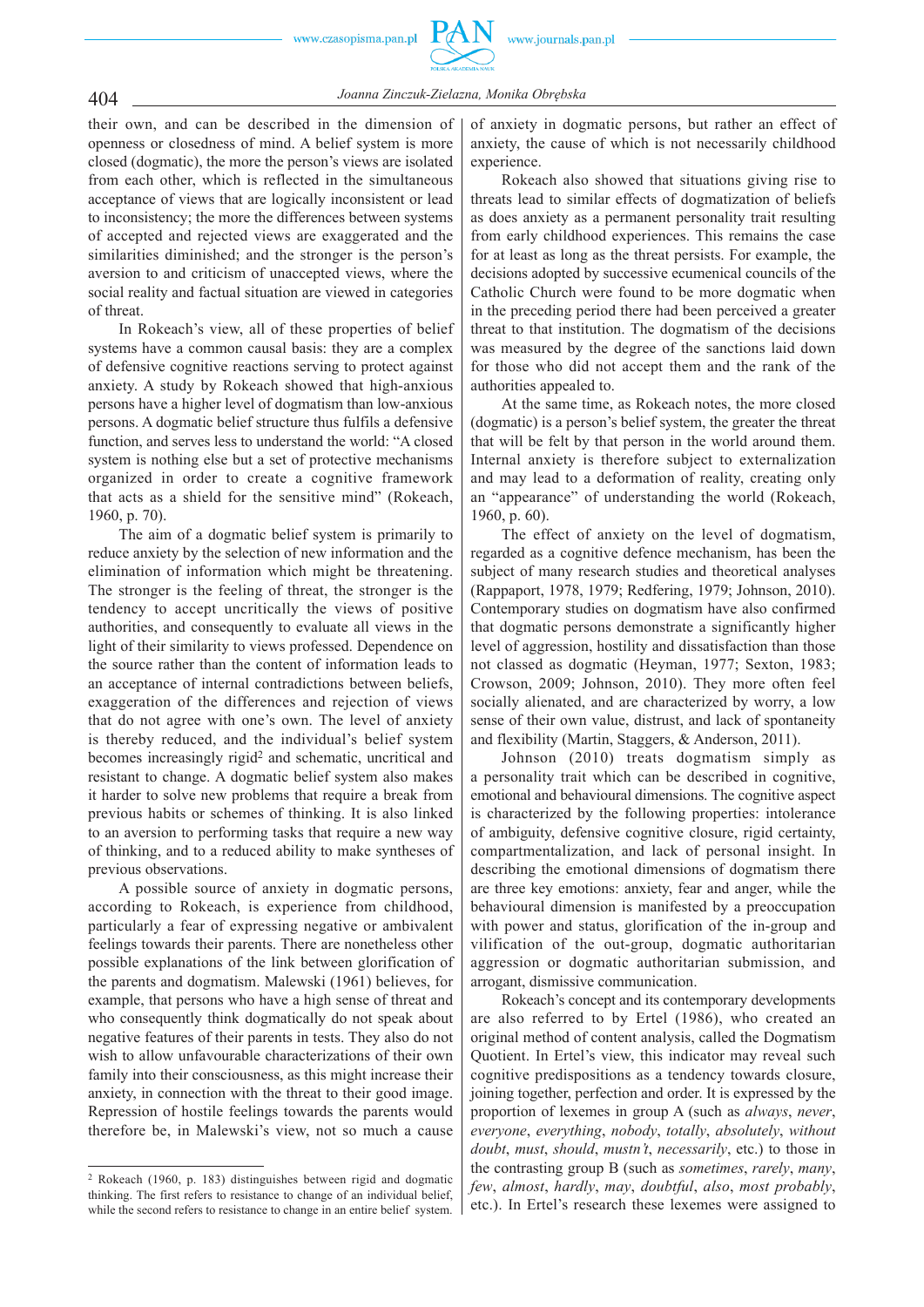their own, and can be described in the dimension of openness or closedness of mind. A belief system is more closed (dogmatic), the more the person's views are isolated from each other, which is reflected in the simultaneous acceptance of views that are logically inconsistent or lead to inconsistency; the more the differences between systems of accepted and rejected views are exaggerated and the similarities diminished; and the stronger is the person's aversion to and criticism of unaccepted views, where the social reality and factual situation are viewed in categories of threat.

In Rokeach's view, all of these properties of belief systems have a common causal basis: they are a complex of defensive cognitive reactions serving to protect against anxiety. A study by Rokeach showed that high-anxious persons have a higher level of dogmatism than low-anxious persons. A dogmatic belief structure thus fulfils a defensive function, and serves less to understand the world: "A closed system is nothing else but a set of protective mechanisms organized in order to create a cognitive framework that acts as a shield for the sensitive mind" (Rokeach, 1960, p. 70).

The aim of a dogmatic belief system is primarily to reduce anxiety by the selection of new information and the elimination of information which might be threatening. The stronger is the feeling of threat, the stronger is the tendency to accept uncritically the views of positive authorities, and consequently to evaluate all views in the light of their similarity to views professed. Dependence on the source rather than the content of information leads to an acceptance of internal contradictions between beliefs, exaggeration of the differences and rejection of views that do not agree with one's own. The level of anxiety is thereby reduced, and the individual's belief system becomes increasingly rigid[2] and schematic, uncritical and resistant to change. A dogmatic belief system also makes it harder to solve new problems that require a break from previous habits or schemes of thinking. It is also linked to an aversion to performing tasks that require a new way of thinking, and to a reduced ability to make syntheses of previous observations.

A possible source of anxiety in dogmatic persons, according to Rokeach, is experience from childhood, particularly a fear of expressing negative or ambivalent feelings towards their parents. There are nonetheless other possible explanations of the link between glorification of the parents and dogmatism. Malewski (1961) believes, for example, that persons who have a high sense of threat and who consequently think dogmatically do not speak about negative features of their parents in tests. They also do not wish to allow unfavourable characterizations of their own family into their consciousness, as this might increase their anxiety, in connection with the threat to their good image. Repression of hostile feelings towards the parents would therefore be, in Malewski's view, not so much a cause of anxiety in dogmatic persons, but rather an effect of anxiety, the cause of which is not necessarily childhood experience.

Rokeach also showed that situations giving rise to threats lead to similar effects of dogmatization of beliefs as does anxiety as a permanent personality trait resulting from early childhood experiences. This remains the case for at least as long as the threat persists. For example, the decisions adopted by successive ecumenical councils of the Catholic Church were found to be more dogmatic when in the preceding period there had been perceived a greater threat to that institution. The dogmatism of the decisions was measured by the degree of the sanctions laid down for those who did not accept them and the rank of the authorities appealed to.

At the same time, as Rokeach notes, the more closed (dogmatic) is a person's belief system, the greater the threat that will be felt by that person in the world around them. Internal anxiety is therefore subject to externalization and may lead to a deformation of reality, creating only an "appearance" of understanding the world (Rokeach, 1960, p. 60).

The effect of anxiety on the level of dogmatism, regarded as a cognitive defence mechanism, has been the subject of many research studies and theoretical analyses (Rappaport, 1978, 1979; Redfering, 1979; Johnson, 2010). Contemporary studies on dogmatism have also confirmed that dogmatic persons demonstrate a significantly higher level of aggression, hostility and dissatisfaction than those not classed as dogmatic (Heyman, 1977; Sexton, 1983; Crowson, 2009; Johnson, 2010). They more often feel socially alienated, and are characterized by worry, a low sense of their own value, distrust, and lack of spontaneity and flexibility (Martin, Staggers, & Anderson, 2011).

Johnson (2010) treats dogmatism simply as a personality trait which can be described in cognitive, emotional and behavioural dimensions. The cognitive aspect is characterized by the following properties: intolerance of ambiguity, defensive cognitive closure, rigid certainty, compartmentalization, and lack of personal insight. In describing the emotional dimensions of dogmatism there are three key emotions: anxiety, fear and anger, while the behavioural dimension is manifested by a preoccupation with power and status, glorification of the in-group and vilification of the out-group, dogmatic authoritarian aggression or dogmatic authoritarian submission, and arrogant, dismissive communication.

Rokeach's concept and its contemporary developments are also referred to by Ertel (1986), who created an original method of content analysis, called the Dogmatism Quotient. In Ertel's view, this indicator may reveal such cognitive predispositions as a tendency towards closure, joining together, perfection and order. It is expressed by the proportion of lexemes in group A (such as *always*, *never*, *everyone*, *everything*, *nobody*, *totally*, *absolutely*, *without doubt*, *must*, *should*, *mustn't*, *necessarily*, etc.) to those in the contrasting group B (such as *sometimes*, *rarely*, *many*, *few*, *almost*, *hardly*, *may*, *doubtful*, *also*, *most probably*, etc.). In Ertel's research these lexemes were assigned to

---

[2] Rokeach (1960, p. 183) distinguishes between rigid and dogmatic thinking. The first refers to resistance to change of an individual belief, while the second refers to resistance to change in an entire belief system.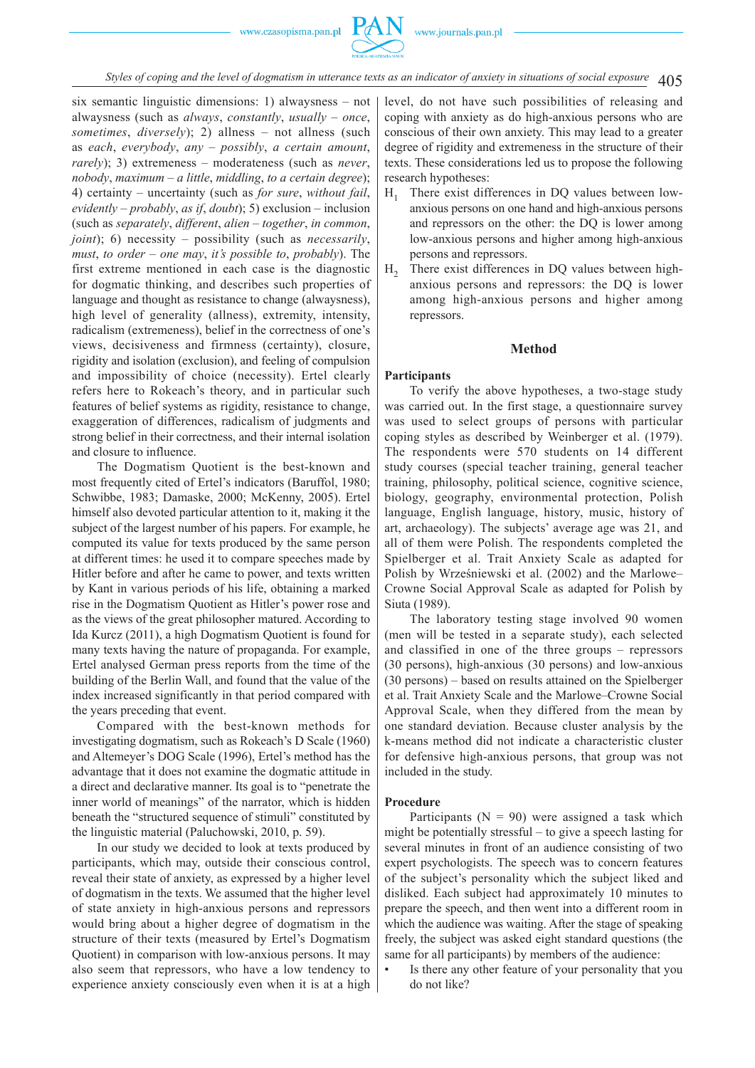six semantic linguistic dimensions: 1) alwaysness – not alwaysness (such as *always*, *constantly*, *usually* – *once*, *sometimes*, *diversely*); 2) allness – not allness (such as *each*, *everybody*, *any* – *possibly*, *a certain amount*, *rarely*); 3) extremeness – moderateness (such as *never*, *nobody*, *maximum* – *a little*, *middling*, *to a certain degree*); 4) certainty – uncertainty (such as *for sure*, *without fail*, *evidently* – *probably*, *as if*, *doubt*); 5) exclusion – inclusion (such as *separately*, *different*, *alien* – *together*, *in common*, *joint*); 6) necessity – possibility (such as *necessarily*, *must*, *to order* – *one may*, *it's possible to*, *probably*). The first extreme mentioned in each case is the diagnostic for dogmatic thinking, and describes such properties of language and thought as resistance to change (alwaysness), high level of generality (allness), extremity, intensity, radicalism (extremeness), belief in the correctness of one's views, decisiveness and firmness (certainty), closure, rigidity and isolation (exclusion), and feeling of compulsion and impossibility of choice (necessity). Ertel clearly refers here to Rokeach's theory, and in particular such features of belief systems as rigidity, resistance to change, exaggeration of differences, radicalism of judgments and strong belief in their correctness, and their internal isolation and closure to influence.

The Dogmatism Quotient is the best-known and most frequently cited of Ertel's indicators (Baruffol, 1980; Schwibbe, 1983; Damaske, 2000; McKenny, 2005). Ertel himself also devoted particular attention to it, making it the subject of the largest number of his papers. For example, he computed its value for texts produced by the same person at different times: he used it to compare speeches made by Hitler before and after he came to power, and texts written by Kant in various periods of his life, obtaining a marked rise in the Dogmatism Quotient as Hitler's power rose and as the views of the great philosopher matured. According to Ida Kurcz (2011), a high Dogmatism Quotient is found for many texts having the nature of propaganda. For example, Ertel analysed German press reports from the time of the building of the Berlin Wall, and found that the value of the index increased significantly in that period compared with the years preceding that event.

Compared with the best-known methods for investigating dogmatism, such as Rokeach's D Scale (1960) and Altemeyer's DOG Scale (1996), Ertel's method has the advantage that it does not examine the dogmatic attitude in a direct and declarative manner. Its goal is to "penetrate the inner world of meanings" of the narrator, which is hidden beneath the "structured sequence of stimuli" constituted by the linguistic material (Paluchowski, 2010, p. 59).

In our study we decided to look at texts produced by participants, which may, outside their conscious control, reveal their state of anxiety, as expressed by a higher level of dogmatism in the texts. We assumed that the higher level of state anxiety in high-anxious persons and repressors would bring about a higher degree of dogmatism in the structure of their texts (measured by Ertel's Dogmatism Quotient) in comparison with low-anxious persons. It may also seem that repressors, who have a low tendency to experience anxiety consciously even when it is at a high level, do not have such possibilities of releasing and coping with anxiety as do high-anxious persons who are conscious of their own anxiety. This may lead to a greater degree of rigidity and extremeness in the structure of their texts. These considerations led us to propose the following research hypotheses:

$H_1$ There exist differences in DQ values between low-anxious persons on one hand and high-anxious persons and repressors on the other: the DQ is lower among low-anxious persons and higher among high-anxious persons and repressors.

$H_2$ There exist differences in DQ values between high-anxious persons and repressors: the DQ is lower among high-anxious persons and higher among repressors.

## Method

### Participants

To verify the above hypotheses, a two-stage study was carried out. In the first stage, a questionnaire survey was used to select groups of persons with particular coping styles as described by Weinberger et al. (1979). The respondents were 570 students on 14 different study courses (special teacher training, general teacher training, philosophy, political science, cognitive science, biology, geography, environmental protection, Polish language, English language, history, music, history of art, archaeology). The subjects' average age was 21, and all of them were Polish. The respondents completed the Spielberger et al. Trait Anxiety Scale as adapted for Polish by Wrześniewski et al. (2002) and the Marlowe–Crowne Social Approval Scale as adapted for Polish by Siuta (1989).

The laboratory testing stage involved 90 women (men will be tested in a separate study), each selected and classified in one of the three groups – repressors (30 persons), high-anxious (30 persons) and low-anxious (30 persons) – based on results attained on the Spielberger et al. Trait Anxiety Scale and the Marlowe–Crowne Social Approval Scale, when they differed from the mean by one standard deviation. Because cluster analysis by the k-means method did not indicate a characteristic cluster for defensive high-anxious persons, that group was not included in the study.

### Procedure

Participants (N = 90) were assigned a task which might be potentially stressful – to give a speech lasting for several minutes in front of an audience consisting of two expert psychologists. The speech was to concern features of the subject's personality which the subject liked and disliked. Each subject had approximately 10 minutes to prepare the speech, and then went into a different room in which the audience was waiting. After the stage of speaking freely, the subject was asked eight standard questions (the same for all participants) by members of the audience:

- Is there any other feature of your personality that you do not like?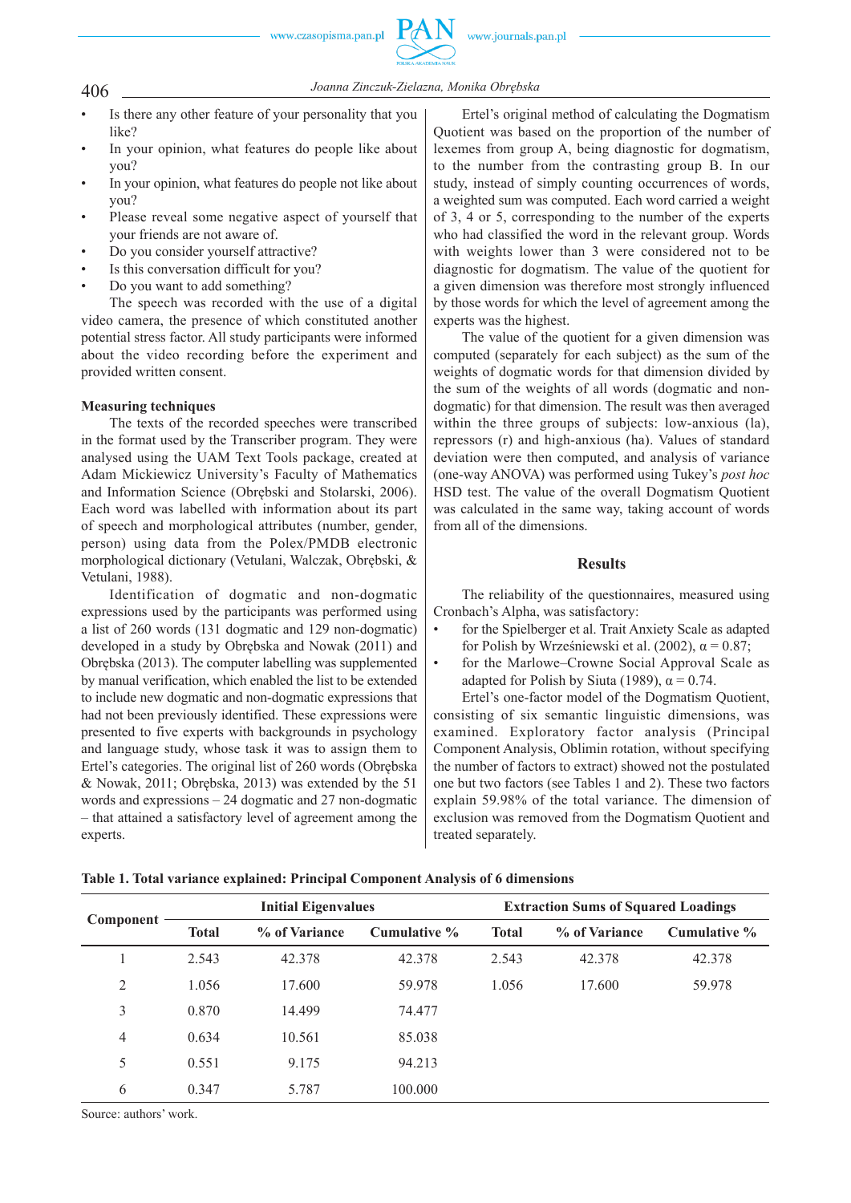- Is there any other feature of your personality that you like?
- In your opinion, what features do people like about you?
- In your opinion, what features do people not like about you?
- Please reveal some negative aspect of yourself that your friends are not aware of.
- Do you consider yourself attractive?
- Is this conversation difficult for you?
- Do you want to add something?

The speech was recorded with the use of a digital video camera, the presence of which constituted another potential stress factor. All study participants were informed about the video recording before the experiment and provided written consent.

### Measuring techniques

The texts of the recorded speeches were transcribed in the format used by the Transcriber program. They were analysed using the UAM Text Tools package, created at Adam Mickiewicz University's Faculty of Mathematics and Information Science (Obrębski and Stolarski, 2006). Each word was labelled with information about its part of speech and morphological attributes (number, gender, person) using data from the Polex/PMDB electronic morphological dictionary (Vetulani, Walczak, Obrębski, & Vetulani, 1988).

Identification of dogmatic and non-dogmatic expressions used by the participants was performed using a list of 260 words (131 dogmatic and 129 non-dogmatic) developed in a study by Obrębska and Nowak (2011) and Obrębska (2013). The computer labelling was supplemented by manual verification, which enabled the list to be extended to include new dogmatic and non-dogmatic expressions that had not been previously identified. These expressions were presented to five experts with backgrounds in psychology and language study, whose task it was to assign them to Ertel's categories. The original list of 260 words (Obrębska & Nowak, 2011; Obrębska, 2013) was extended by the 51 words and expressions – 24 dogmatic and 27 non-dogmatic – that attained a satisfactory level of agreement among the experts.

Ertel's original method of calculating the Dogmatism Quotient was based on the proportion of the number of lexemes from group A, being diagnostic for dogmatism, to the number from the contrasting group B. In our study, instead of simply counting occurrences of words, a weighted sum was computed. Each word carried a weight of 3, 4 or 5, corresponding to the number of the experts who had classified the word in the relevant group. Words with weights lower than 3 were considered not to be diagnostic for dogmatism. The value of the quotient for a given dimension was therefore most strongly influenced by those words for which the level of agreement among the experts was the highest.

The value of the quotient for a given dimension was computed (separately for each subject) as the sum of the weights of dogmatic words for that dimension divided by the sum of the weights of all words (dogmatic and non-dogmatic) for that dimension. The result was then averaged within the three groups of subjects: low-anxious (la), repressors (r) and high-anxious (ha). Values of standard deviation were then computed, and analysis of variance (one-way ANOVA) was performed using Tukey's *post hoc* HSD test. The value of the overall Dogmatism Quotient was calculated in the same way, taking account of words from all of the dimensions.

## Results

The reliability of the questionnaires, measured using Cronbach's Alpha, was satisfactory:

- for the Spielberger et al. Trait Anxiety Scale as adapted for Polish by Wrześniewski et al. (2002), $\alpha = 0.87$;
- for the Marlowe–Crowne Social Approval Scale as adapted for Polish by Siuta (1989), $\alpha = 0.74$.

Ertel's one-factor model of the Dogmatism Quotient, consisting of six semantic linguistic dimensions, was examined. Exploratory factor analysis (Principal Component Analysis, Oblimin rotation, without specifying the number of factors to extract) showed not the postulated one but two factors (see Tables 1 and 2). These two factors explain 59.98% of the total variance. The dimension of exclusion was removed from the Dogmatism Quotient and treated separately.

**Table 1. Total variance explained: Principal Component Analysis of 6 dimensions**

| Component | Initial Eigenvalues | | | Extraction Sums of Squared Loadings | | |
|---|---|---|---|---|---|---|
| | Total | % of Variance | Cumulative % | Total | % of Variance | Cumulative % |
| 1 | 2.543 | 42.378 | 42.378 | 2.543 | 42.378 | 42.378 |
| 2 | 1.056 | 17.600 | 59.978 | 1.056 | 17.600 | 59.978 |
| 3 | 0.870 | 14.499 | 74.477 | | | |
| 4 | 0.634 | 10.561 | 85.038 | | | |
| 5 | 0.551 | 9.175 | 94.213 | | | |
| 6 | 0.347 | 5.787 | 100.000 | | | |

Source: authors' work.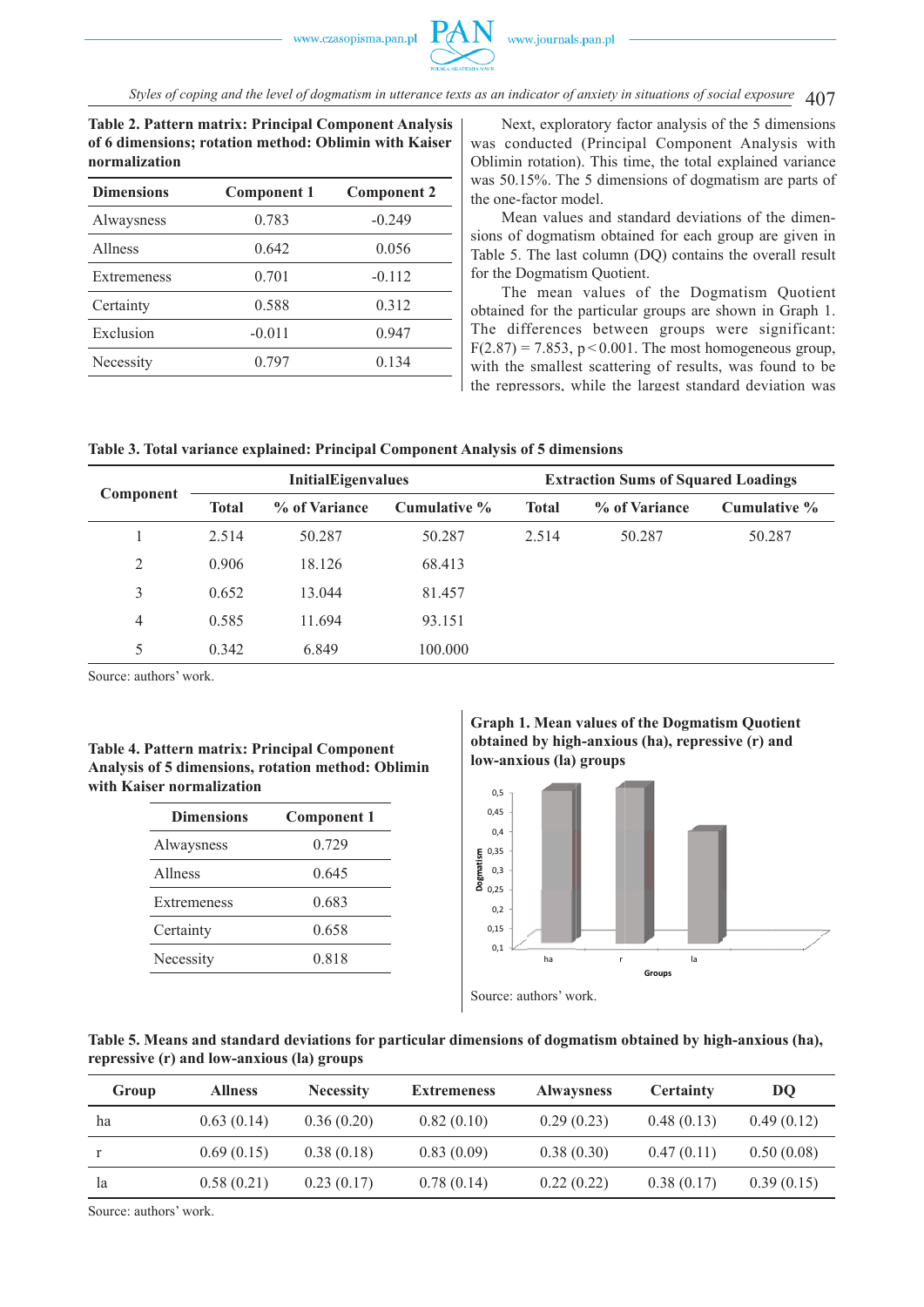**Table 2. Pattern matrix: Principal Component Analysis of 6 dimensions; rotation method: Oblimin with Kaiser normalization**

| Dimensions | Component 1 | Component 2 |
|---|---|---|
| Alwaysness | 0.783 | -0.249 |
| Allness | 0.642 | 0.056 |
| Extremeness | 0.701 | -0.112 |
| Certainty | 0.588 | 0.312 |
| Exclusion | -0.011 | 0.947 |
| Necessity | 0.797 | 0.134 |

Next, exploratory factor analysis of the 5 dimensions was conducted (Principal Component Analysis with Oblimin rotation). This time, the total explained variance was 50.15%. The 5 dimensions of dogmatism are parts of the one-factor model.

Mean values and standard deviations of the dimensions of dogmatism obtained for each group are given in Table 5. The last column (DQ) contains the overall result for the Dogmatism Quotient.

The mean values of the Dogmatism Quotient obtained for the particular groups are shown in Graph 1. The differences between groups were significant: $F(2.87) = 7.853$, $p < 0.001$. The most homogeneous group, with the smallest scattering of results, was found to be the repressors, while the largest standard deviation was

**Table 3. Total variance explained: Principal Component Analysis of 5 dimensions**

| Component | InitialEigenvalues | | | Extraction Sums of Squared Loadings | | |
|---|---|---|---|---|---|---|
| | Total | % of Variance | Cumulative % | Total | % of Variance | Cumulative % |
| 1 | 2.514 | 50.287 | 50.287 | 2.514 | 50.287 | 50.287 |
| 2 | 0.906 | 18.126 | 68.413 | | | |
| 3 | 0.652 | 13.044 | 81.457 | | | |
| 4 | 0.585 | 11.694 | 93.151 | | | |
| 5 | 0.342 | 6.849 | 100.000 | | | |

Source: authors' work.

**Table 4. Pattern matrix: Principal Component Analysis of 5 dimensions, rotation method: Oblimin with Kaiser normalization**

| Dimensions | Component 1 |
|---|---|
| Alwaysness | 0.729 |
| Allness | 0.645 |
| Extremeness | 0.683 |
| Certainty | 0.658 |
| Necessity | 0.818 |

**Graph 1. Mean values of the Dogmatism Quotient obtained by high-anxious (ha), repressive (r) and low-anxious (la) groups**

Source: authors' work.

**Table 5. Means and standard deviations for particular dimensions of dogmatism obtained by high-anxious (ha), repressive (r) and low-anxious (la) groups**

| Group | Allness | Necessity | Extremeness | Alwaysness | Certainty | DQ |
|---|---|---|---|---|---|---|
| ha | 0.63 (0.14) | 0.36 (0.20) | 0.82 (0.10) | 0.29 (0.23) | 0.48 (0.13) | 0.49 (0.12) |
| r | 0.69 (0.15) | 0.38 (0.18) | 0.83 (0.09) | 0.38 (0.30) | 0.47 (0.11) | 0.50 (0.08) |
| la | 0.58 (0.21) | 0.23 (0.17) | 0.78 (0.14) | 0.22 (0.22) | 0.38 (0.17) | 0.39 (0.15) |

Source: authors' work.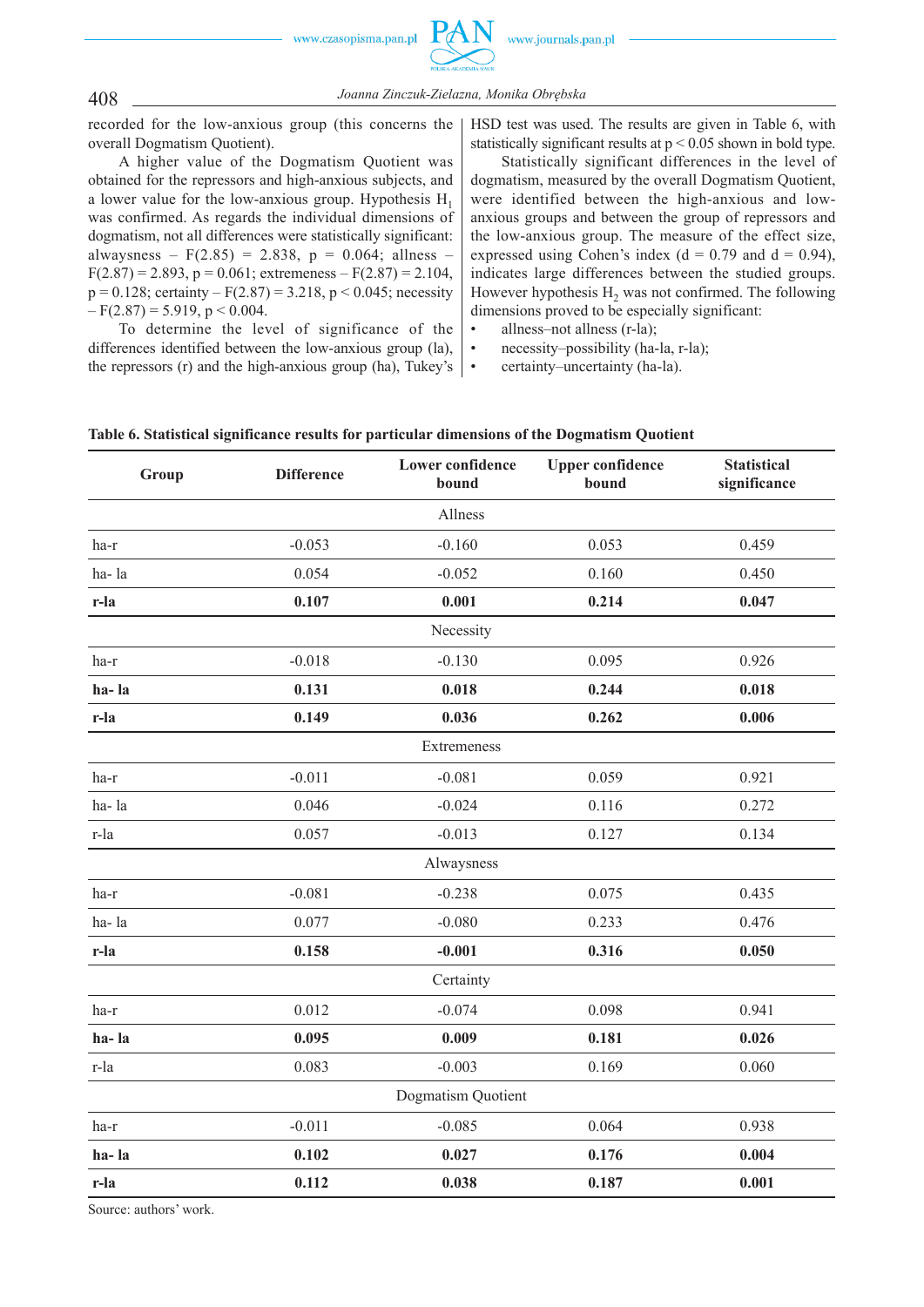recorded for the low-anxious group (this concerns the overall Dogmatism Quotient).

A higher value of the Dogmatism Quotient was obtained for the repressors and high-anxious subjects, and a lower value for the low-anxious group. Hypothesis $H_1$ was confirmed. As regards the individual dimensions of dogmatism, not all differences were statistically significant: alwaysness – $F(2.85) = 2.838$, $p = 0.064$; allness – $F(2.87) = 2.893$, $p = 0.061$; extremeness – $F(2.87) = 2.104$, $p = 0.128$; certainty – $F(2.87) = 3.218$, $p < 0.045$; necessity – $F(2.87) = 5.919$, $p < 0.004$.

To determine the level of significance of the differences identified between the low-anxious group (la), the repressors (r) and the high-anxious group (ha), Tukey's HSD test was used. The results are given in Table 6, with statistically significant results at $p < 0.05$ shown in bold type.

Statistically significant differences in the level of dogmatism, measured by the overall Dogmatism Quotient, were identified between the high-anxious and low-anxious groups and between the group of repressors and the low-anxious group. The measure of the effect size, expressed using Cohen's index ($d = 0.79$ and $d = 0.94$), indicates large differences between the studied groups. However hypothesis $H_2$ was not confirmed. The following dimensions proved to be especially significant:

- allness–not allness (r-la);
- necessity–possibility (ha-la, r-la);
- certainty–uncertainty (ha-la).

**Table 6. Statistical significance results for particular dimensions of the Dogmatism Quotient**

| Group | Difference | Lower confidence bound | Upper confidence bound | Statistical significance |
|---|---|---|---|---|
| | | Allness | | |
| ha-r | -0.053 | -0.160 | 0.053 | 0.459 |
| ha- la | 0.054 | -0.052 | 0.160 | 0.450 |
| **r-la** | **0.107** | **0.001** | **0.214** | **0.047** |
| | | Necessity | | |
| ha-r | -0.018 | -0.130 | 0.095 | 0.926 |
| **ha- la** | **0.131** | **0.018** | **0.244** | **0.018** |
| **r-la** | **0.149** | **0.036** | **0.262** | **0.006** |
| | | Extremeness | | |
| ha-r | -0.011 | -0.081 | 0.059 | 0.921 |
| ha- la | 0.046 | -0.024 | 0.116 | 0.272 |
| r-la | 0.057 | -0.013 | 0.127 | 0.134 |
| | | Alwaysness | | |
| ha-r | -0.081 | -0.238 | 0.075 | 0.435 |
| ha- la | 0.077 | -0.080 | 0.233 | 0.476 |
| **r-la** | **0.158** | **-0.001** | **0.316** | **0.050** |
| | | Certainty | | |
| ha-r | 0.012 | -0.074 | 0.098 | 0.941 |
| **ha- la** | **0.095** | **0.009** | **0.181** | **0.026** |
| r-la | 0.083 | -0.003 | 0.169 | 0.060 |
| | | Dogmatism Quotient | | |
| ha-r | -0.011 | -0.085 | 0.064 | 0.938 |
| **ha- la** | **0.102** | **0.027** | **0.176** | **0.004** |
| **r-la** | **0.112** | **0.038** | **0.187** | **0.001** |

Source: authors' work.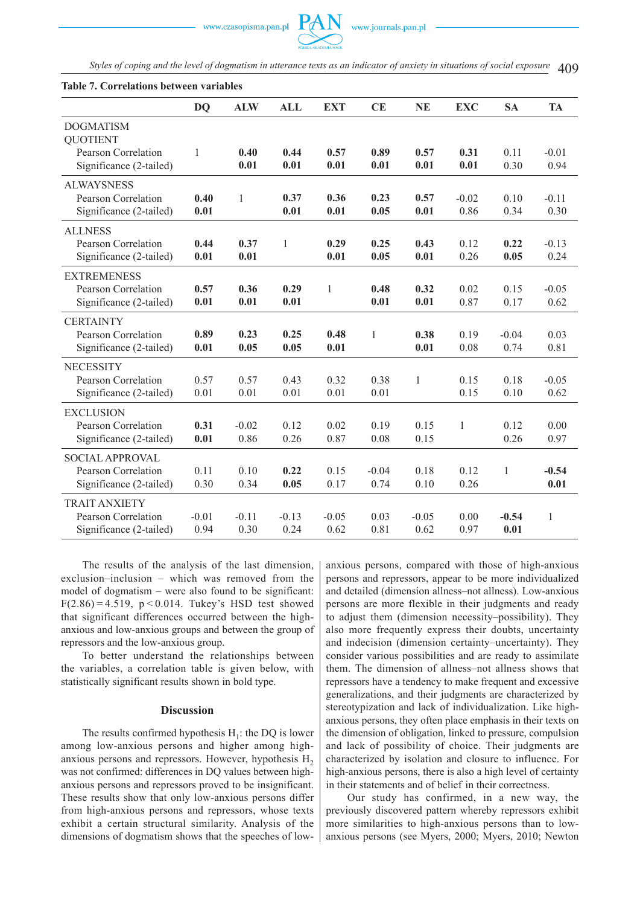**Table 7. Correlations between variables**

| | DQ | ALW | ALL | EXT | CE | NE | EXC | SA | TA |
|---|---|---|---|---|---|---|---|---|---|
| DOGMATISM QUOTIENT | | | | | | | | | |
| Pearson Correlation | 1 | **0.40** | **0.44** | **0.57** | **0.89** | **0.57** | **0.31** | 0.11 | -0.01 |
| Significance (2-tailed) | | **0.01** | **0.01** | **0.01** | **0.01** | **0.01** | **0.01** | 0.30 | 0.94 |
| ALWAYSNESS | | | | | | | | | |
| Pearson Correlation | **0.40** | 1 | **0.37** | **0.36** | **0.23** | **0.57** | -0.02 | 0.10 | -0.11 |
| Significance (2-tailed) | **0.01** | | **0.01** | **0.01** | **0.05** | **0.01** | 0.86 | 0.34 | 0.30 |
| ALLNESS | | | | | | | | | |
| Pearson Correlation | **0.44** | **0.37** | 1 | **0.29** | **0.25** | **0.43** | 0.12 | **0.22** | -0.13 |
| Significance (2-tailed) | **0.01** | **0.01** | | **0.01** | **0.05** | **0.01** | 0.26 | **0.05** | 0.24 |
| EXTREMENESS | | | | | | | | | |
| Pearson Correlation | **0.57** | **0.36** | **0.29** | 1 | **0.48** | **0.32** | 0.02 | 0.15 | -0.05 |
| Significance (2-tailed) | **0.01** | **0.01** | **0.01** | | **0.01** | **0.01** | 0.87 | 0.17 | 0.62 |
| CERTAINTY | | | | | | | | | |
| Pearson Correlation | **0.89** | **0.23** | **0.25** | **0.48** | 1 | **0.38** | 0.19 | -0.04 | 0.03 |
| Significance (2-tailed) | **0.01** | **0.05** | **0.05** | **0.01** | | **0.01** | 0.08 | 0.74 | 0.81 |
| NECESSITY | | | | | | | | | |
| Pearson Correlation | 0.57 | 0.57 | 0.43 | 0.32 | 0.38 | 1 | 0.15 | 0.18 | -0.05 |
| Significance (2-tailed) | 0.01 | 0.01 | 0.01 | 0.01 | 0.01 | | 0.15 | 0.10 | 0.62 |
| EXCLUSION | | | | | | | | | |
| Pearson Correlation | **0.31** | -0.02 | 0.12 | 0.02 | 0.19 | 0.15 | 1 | 0.12 | 0.00 |
| Significance (2-tailed) | **0.01** | 0.86 | 0.26 | 0.87 | 0.08 | 0.15 | | 0.26 | 0.97 |
| SOCIAL APPROVAL | | | | | | | | | |
| Pearson Correlation | 0.11 | 0.10 | **0.22** | 0.15 | -0.04 | 0.18 | 0.12 | 1 | **-0.54** |
| Significance (2-tailed) | 0.30 | 0.34 | **0.05** | 0.17 | 0.74 | 0.10 | 0.26 | | **0.01** |
| TRAIT ANXIETY | | | | | | | | | |
| Pearson Correlation | -0.01 | -0.11 | -0.13 | -0.05 | 0.03 | -0.05 | 0.00 | **-0.54** | 1 |
| Significance (2-tailed) | 0.94 | 0.30 | 0.24 | 0.62 | 0.81 | 0.62 | 0.97 | **0.01** | |

The results of the analysis of the last dimension, exclusion–inclusion – which was removed from the model of dogmatism – were also found to be significant: $F(2.86) = 4.519$, $p < 0.014$. Tukey's HSD test showed that significant differences occurred between the high-anxious and low-anxious groups and between the group of repressors and the low-anxious group.

To better understand the relationships between the variables, a correlation table is given below, with statistically significant results shown in bold type.

## Discussion

The results confirmed hypothesis $H_1$: the DQ is lower among low-anxious persons and higher among high-anxious persons and repressors. However, hypothesis $H_2$ was not confirmed: differences in DQ values between high-anxious persons and repressors proved to be insignificant. These results show that only low-anxious persons differ from high-anxious persons and repressors, whose texts exhibit a certain structural similarity. Analysis of the dimensions of dogmatism shows that the speeches of low-anxious persons, compared with those of high-anxious persons and repressors, appear to be more individualized and detailed (dimension allness–not allness). Low-anxious persons are more flexible in their judgments and ready to adjust them (dimension necessity–possibility). They also more frequently express their doubts, uncertainty and indecision (dimension certainty–uncertainty). They consider various possibilities and are ready to assimilate them. The dimension of allness–not allness shows that repressors have a tendency to make frequent and excessive generalizations, and their judgments are characterized by stereotypization and lack of individualization. Like high-anxious persons, they often place emphasis in their texts on the dimension of obligation, linked to pressure, compulsion and lack of possibility of choice. Their judgments are characterized by isolation and closure to influence. For high-anxious persons, there is also a high level of certainty in their statements and of belief in their correctness.

Our study has confirmed, in a new way, the previously discovered pattern whereby repressors exhibit more similarities to high-anxious persons than to low-anxious persons (see Myers, 2000; Myers, 2010; Newton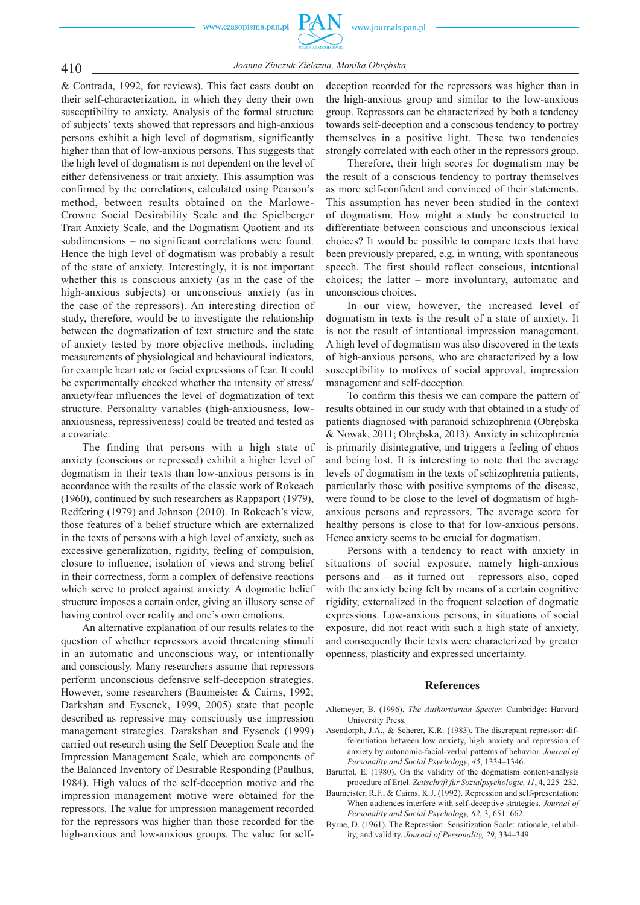& Contrada, 1992, for reviews). This fact casts doubt on their self-characterization, in which they deny their own susceptibility to anxiety. Analysis of the formal structure of subjects' texts showed that repressors and high-anxious persons exhibit a high level of dogmatism, significantly higher than that of low-anxious persons. This suggests that the high level of dogmatism is not dependent on the level of either defensiveness or trait anxiety. This assumption was confirmed by the correlations, calculated using Pearson's method, between results obtained on the Marlowe-Crowne Social Desirability Scale and the Spielberger Trait Anxiety Scale, and the Dogmatism Quotient and its subdimensions – no significant correlations were found. Hence the high level of dogmatism was probably a result of the state of anxiety. Interestingly, it is not important whether this is conscious anxiety (as in the case of the high-anxious subjects) or unconscious anxiety (as in the case of the repressors). An interesting direction of study, therefore, would be to investigate the relationship between the dogmatization of text structure and the state of anxiety tested by more objective methods, including measurements of physiological and behavioural indicators, for example heart rate or facial expressions of fear. It could be experimentally checked whether the intensity of stress/anxiety/fear influences the level of dogmatization of text structure. Personality variables (high-anxiousness, low-anxiousness, repressiveness) could be treated and tested as a covariate.

The finding that persons with a high state of anxiety (conscious or repressed) exhibit a higher level of dogmatism in their texts than low-anxious persons is in accordance with the results of the classic work of Rokeach (1960), continued by such researchers as Rappaport (1979), Redfering (1979) and Johnson (2010). In Rokeach's view, those features of a belief structure which are externalized in the texts of persons with a high level of anxiety, such as excessive generalization, rigidity, feeling of compulsion, closure to influence, isolation of views and strong belief in their correctness, form a complex of defensive reactions which serve to protect against anxiety. A dogmatic belief structure imposes a certain order, giving an illusory sense of having control over reality and one's own emotions.

An alternative explanation of our results relates to the question of whether repressors avoid threatening stimuli in an automatic and unconscious way, or intentionally and consciously. Many researchers assume that repressors perform unconscious defensive self-deception strategies. However, some researchers (Baumeister & Cairns, 1992; Darkshan and Eysenck, 1999, 2005) state that people described as repressive may consciously use impression management strategies. Darakshan and Eysenck (1999) carried out research using the Self Deception Scale and the Impression Management Scale, which are components of the Balanced Inventory of Desirable Responding (Paulhus, 1984). High values of the self-deception motive and the impression management motive were obtained for the repressors. The value for impression management recorded for the repressors was higher than those recorded for the high-anxious and low-anxious groups. The value for self-deception recorded for the repressors was higher than in the high-anxious group and similar to the low-anxious group. Repressors can be characterized by both a tendency towards self-deception and a conscious tendency to portray themselves in a positive light. These two tendencies strongly correlated with each other in the repressors group.

Therefore, their high scores for dogmatism may be the result of a conscious tendency to portray themselves as more self-confident and convinced of their statements. This assumption has never been studied in the context of dogmatism. How might a study be constructed to differentiate between conscious and unconscious lexical choices? It would be possible to compare texts that have been previously prepared, e.g. in writing, with spontaneous speech. The first should reflect conscious, intentional choices; the latter – more involuntary, automatic and unconscious choices.

In our view, however, the increased level of dogmatism in texts is the result of a state of anxiety. It is not the result of intentional impression management. A high level of dogmatism was also discovered in the texts of high-anxious persons, who are characterized by a low susceptibility to motives of social approval, impression management and self-deception.

To confirm this thesis we can compare the pattern of results obtained in our study with that obtained in a study of patients diagnosed with paranoid schizophrenia (Obrębska & Nowak, 2011; Obrębska, 2013). Anxiety in schizophrenia is primarily disintegrative, and triggers a feeling of chaos and being lost. It is interesting to note that the average levels of dogmatism in the texts of schizophrenia patients, particularly those with positive symptoms of the disease, were found to be close to the level of dogmatism of high-anxious persons and repressors. The average score for healthy persons is close to that for low-anxious persons. Hence anxiety seems to be crucial for dogmatism.

Persons with a tendency to react with anxiety in situations of social exposure, namely high-anxious persons and – as it turned out – repressors also, coped with the anxiety being felt by means of a certain cognitive rigidity, externalized in the frequent selection of dogmatic expressions. Low-anxious persons, in situations of social exposure, did not react with such a high state of anxiety, and consequently their texts were characterized by greater openness, plasticity and expressed uncertainty.

## References

Altemeyer, B. (1996). *The Authoritarian Specter.* Cambridge: Harvard University Press.

Asendorph, J.A., & Scherer, K.R. (1983). The discrepant repressor: differentiation between low anxiety, high anxiety and repression of anxiety by autonomic-facial-verbal patterns of behavior. *Journal of Personality and Social Psychology*, *45*, 1334–1346.

Baruffol, E. (1980). On the validity of the dogmatism content-analysis procedure of Ertel. *Zeitschrift für Sozialpsychologie, 11*, 4, 225–232.

Baumeister, R.F., & Cairns, K.J. (1992). Repression and self-presentation: When audiences interfere with self-deceptive strategies. *Journal of Personality and Social Psychology, 62*, 3, 651–662.

Byrne, D. (1961). The Repression–Sensitization Scale: rationale, reliability, and validity. *Journal of Personality, 29*, 334–349.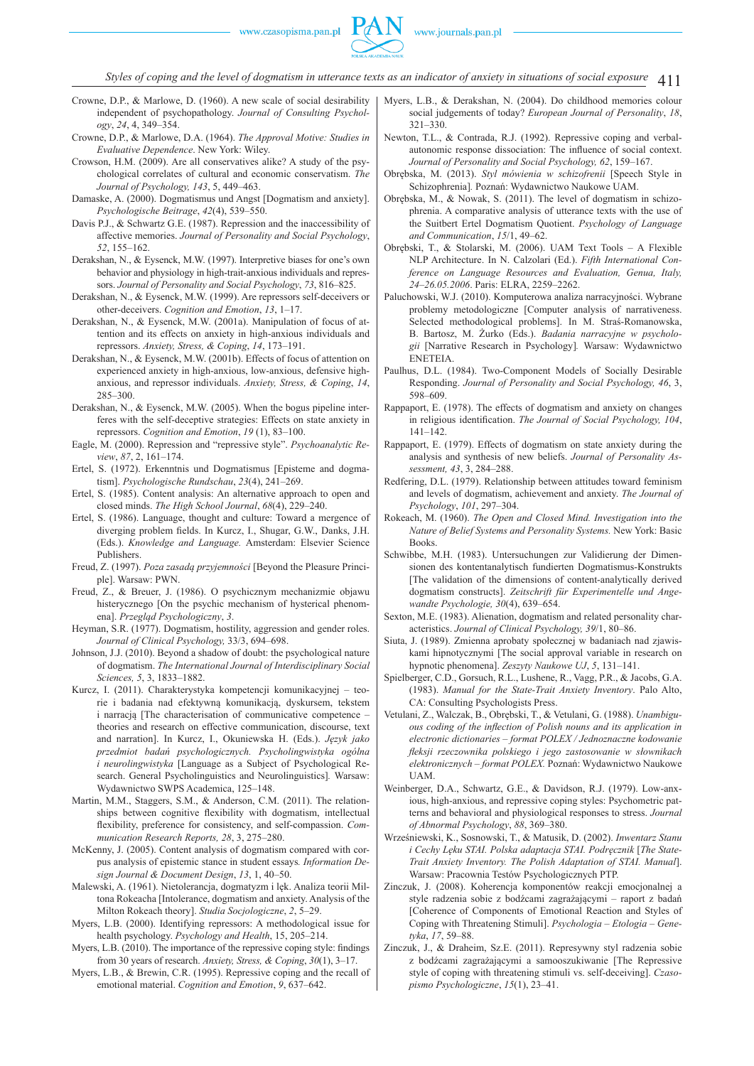Crowne, D.P., & Marlowe, D. (1960). A new scale of social desirability independent of psychopathology. *Journal of Consulting Psychology*, *24*, 4, 349–354.

Crowne, D.P., & Marlowe, D.A. (1964). *The Approval Motive: Studies in Evaluative Dependence*. New York: Wiley.

Crowson, H.M. (2009). Are all conservatives alike? A study of the psychological correlates of cultural and economic conservatism. *The Journal of Psychology, 143*, 5, 449–463.

Damaske, A. (2000). Dogmatismus und Angst [Dogmatism and anxiety]. *Psychologische Beitrage*, *42*(4), 539–550.

Davis P.J., & Schwartz G.E. (1987). Repression and the inaccessibility of affective memories. *Journal of Personality and Social Psychology*, *52*, 155–162.

Derakshan, N., & Eysenck, M.W. (1997). Interpretive biases for one's own behavior and physiology in high-trait-anxious individuals and repressors. *Journal of Personality and Social Psychology*, *73*, 816–825.

Derakshan, N., & Eysenck, M.W. (1999). Are repressors self-deceivers or other-deceivers. *Cognition and Emotion*, *13*, 1–17.

Derakshan, N., & Eysenck, M.W. (2001a). Manipulation of focus of attention and its effects on anxiety in high-anxious individuals and repressors. *Anxiety, Stress, & Coping*, *14*, 173–191.

Derakshan, N., & Eysenck, M.W. (2001b). Effects of focus of attention on experienced anxiety in high-anxious, low-anxious, defensive high-anxious, and repressor individuals. *Anxiety, Stress, & Coping*, *14*, 285–300.

Derakshan, N., & Eysenck, M.W. (2005). When the bogus pipeline interferes with the self-deceptive strategies: Effects on state anxiety in repressors. *Cognition and Emotion*, *19* (1), 83–100.

Eagle, M. (2000). Repression and "repressive style". *Psychoanalytic Review*, *87*, 2, 161–174.

Ertel, S. (1972). Erkenntnis und Dogmatismus [Episteme and dogmatism]. *Psychologische Rundschau*, *23*(4), 241–269.

Ertel, S. (1985). Content analysis: An alternative approach to open and closed minds. *The High School Journal*, *68*(4), 229–240.

Ertel, S. (1986). Language, thought and culture: Toward a mergence of diverging problem fields. In Kurcz, I., Shugar, G.W., Danks, J.H. (Eds.). *Knowledge and Language.* Amsterdam: Elsevier Science Publishers.

Freud, Z. (1997). *Poza zasadą przyjemności* [Beyond the Pleasure Principle]. Warsaw: PWN.

Freud, Z., & Breuer, J. (1986). O psychicznym mechanizmie objawu histerycznego [On the psychic mechanism of hysterical phenomena]. *Przegląd Psychologiczny*, *3*.

Heyman, S.R. (1977). Dogmatism, hostility, aggression and gender roles. *Journal of Clinical Psychology,* 33/3, 694–698.

Johnson, J.J. (2010). Beyond a shadow of doubt: the psychological nature of dogmatism. *The International Journal of Interdisciplinary Social Sciences, 5*, 3, 1833–1882.

Kurcz, I. (2011). Charakterystyka kompetencji komunikacyjnej – teorie i badania nad efektywną komunikacją, dyskursem, tekstem i narracją [The characterisation of communicative competence – theories and research on effective communication, discourse, text and narration]. In Kurcz, I., Okuniewska H. (Eds.). *Język jako przedmiot badań psychologicznych. Psycholingwistyka ogólna i neurolingwistyka* [Language as a Subject of Psychological Research. General Psycholinguistics and Neurolinguistics]*.* Warsaw: Wydawnictwo SWPS Academica, 125–148.

Martin, M.M., Staggers, S.M., & Anderson, C.M. (2011). The relationships between cognitive flexibility with dogmatism, intellectual flexibility, preference for consistency, and self-compassion. *Communication Research Reports, 28*, 3, 275–280.

McKenny, J. (2005). Content analysis of dogmatism compared with corpus analysis of epistemic stance in student essays*. Information Design Journal & Document Design*, *13*, 1, 40–50.

Malewski, A. (1961). Nietolerancja, dogmatyzm i lęk. Analiza teorii Miltona Rokeacha [Intolerance, dogmatism and anxiety. Analysis of the Milton Rokeach theory]. *Studia Socjologiczne*, *2*, 5–29.

Myers, L.B. (2000). Identifying repressors: A methodological issue for health psychology. *Psychology and Health*, 15, 205–214.

Myers, L.B. (2010). The importance of the repressive coping style: findings from 30 years of research. *Anxiety, Stress, & Coping*, *30*(1), 3–17.

Myers, L.B., & Brewin, C.R. (1995). Repressive coping and the recall of emotional material. *Cognition and Emotion*, *9*, 637–642.

Myers, L.B., & Derakshan, N. (2004). Do childhood memories colour social judgements of today? *European Journal of Personality*, *18*, 321–330.

Newton, T.L., & Contrada, R.J. (1992). Repressive coping and verbal-autonomic response dissociation: The influence of social context. *Journal of Personality and Social Psychology, 62*, 159–167.

Obrębska, M. (2013). *Styl mówienia w schizofrenii* [Speech Style in Schizophrenia]*.* Poznań: Wydawnictwo Naukowe UAM.

Obrębska, M., & Nowak, S. (2011). The level of dogmatism in schizophrenia. A comparative analysis of utterance texts with the use of the Suitbert Ertel Dogmatism Quotient. *Psychology of Language and Communication*, *15*/1, 49–62.

Obrębski, T., & Stolarski, M. (2006). UAM Text Tools – A Flexible NLP Architecture. In N. Calzolari (Ed.). *Fifth International Conference on Language Resources and Evaluation, Genua, Italy, 24–26.05.2006*. Paris: ELRA, 2259–2262.

Paluchowski, W.J. (2010). Komputerowa analiza narracyjności. Wybrane problemy metodologiczne [Computer analysis of narrativeness. Selected methodological problems]. In M. Straś-Romanowska, B. Bartosz, M. Żurko (Eds.). *Badania narracyjne w psychologii* [Narrative Research in Psychology]*.* Warsaw: Wydawnictwo ENETEIA.

Paulhus, D.L. (1984). Two-Component Models of Socially Desirable Responding. *Journal of Personality and Social Psychology, 46*, 3, 598–609.

Rappaport, E. (1978). The effects of dogmatism and anxiety on changes in religious identification. *The Journal of Social Psychology, 104*, 141–142.

Rappaport, E. (1979). Effects of dogmatism on state anxiety during the analysis and synthesis of new beliefs. *Journal of Personality Assessment, 43*, 3, 284–288.

Redfering, D.L. (1979). Relationship between attitudes toward feminism and levels of dogmatism, achievement and anxiety. *The Journal of Psychology*, *101*, 297–304.

Rokeach, M. (1960). *The Open and Closed Mind. Investigation into the Nature of Belief Systems and Personality Systems.* New York: Basic Books.

Schwibbe, M.H. (1983). Untersuchungen zur Validierung der Dimensionen des kontentanalytisch fundierten Dogmatismus-Konstrukts [The validation of the dimensions of content-analytically derived dogmatism constructs]. *Zeitschrift für Experimentelle und Angewandte Psychologie, 30*(4), 639–654.

Sexton, M.E. (1983). Alienation, dogmatism and related personality characteristics. *Journal of Clinical Psychology, 39*/1, 80–86.

Siuta, J. (1989). Zmienna aprobaty społecznej w badaniach nad zjawiskami hipnotycznymi [The social approval variable in research on hypnotic phenomena]. *Zeszyty Naukowe UJ*, *5*, 131–141.

Spielberger, C.D., Gorsuch, R.L., Lushene, R., Vagg, P.R., & Jacobs, G.A. (1983). *Manual for the State-Trait Anxiety Inventory*. Palo Alto, CA: Consulting Psychologists Press.

Vetulani, Z., Walczak, B., Obrębski, T., & Vetulani, G. (1988). *Unambiguous coding of the inflection of Polish nouns and its application in electronic dictionaries – format POLEX / Jednoznaczne kodowanie fleksji rzeczownika polskiego i jego zastosowanie w słownikach elektronicznych – format POLEX.* Poznań: Wydawnictwo Naukowe UAM.

Weinberger, D.A., Schwartz, G.E., & Davidson, R.J. (1979). Low-anxious, high-anxious, and repressive coping styles: Psychometric patterns and behavioral and physiological responses to stress. *Journal of Abnormal Psychology*, *88*, 369–380.

Wrześniewski, K., Sosnowski, T., & Matusik, D. (2002). *Inwentarz Stanu i Cechy Lęku STAI. Polska adaptacja STAI. Podręcznik* [*The State-Trait Anxiety Inventory. The Polish Adaptation of STAI. Manual*]. Warsaw: Pracownia Testów Psychologicznych PTP.

Zinczuk, J. (2008). Koherencja komponentów reakcji emocjonalnej a style radzenia sobie z bodźcami zagrażającymi – raport z badań [Coherence of Components of Emotional Reaction and Styles of Coping with Threatening Stimuli]. *Psychologia – Etologia – Genetyka*, *17*, 59–88.

Zinczuk, J., & Draheim, Sz.E. (2011). Represywny styl radzenia sobie z bodźcami zagrażającymi a samooszukiwanie [The Repressive style of coping with threatening stimuli vs. self-deceiving]. *Czasopismo Psychologiczne*, *15*(1), 23–41.